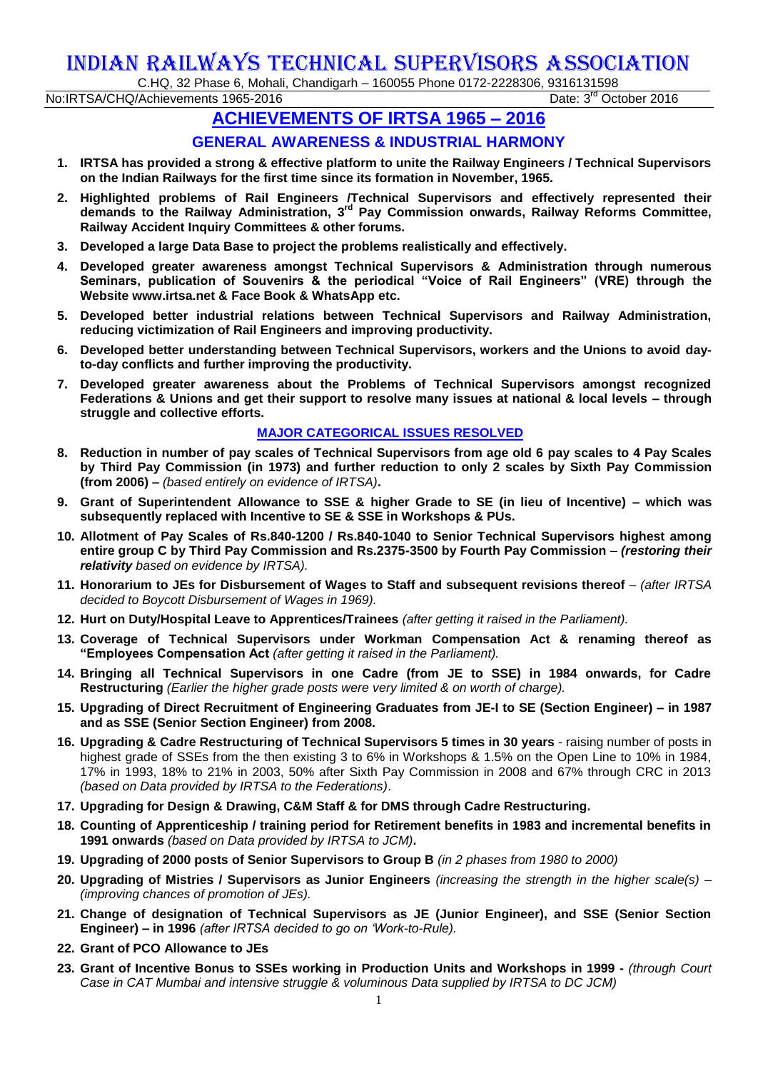# INDIAN RAILWAYS TECHNICAL SUPERVISORS ASSOCIATION

C.HQ, 32 Phase 6, Mohali, Chandigarh – 160055 Phone 0172-2228306, 9316131598

No:IRTSA/CHQ/Achievements 1965-2016 Date: 3rd October 2016

## ACHIEVEMENTS OF IRTSA 1965 – 2016

### GENERAL AWARENESS & INDUSTRIAL HARMONY

1. **IRTSA has provided a strong & effective platform to unite the Railway Engineers / Technical Supervisors on the Indian Railways for the first time since its formation in November, 1965.**
2. **Highlighted problems of Rail Engineers /Technical Supervisors and effectively represented their demands to the Railway Administration, 3rd Pay Commission onwards, Railway Reforms Committee, Railway Accident Inquiry Committees & other forums.**
3. **Developed a large Data Base to project the problems realistically and effectively.**
4. **Developed greater awareness amongst Technical Supervisors & Administration through numerous Seminars, publication of Souvenirs & the periodical "Voice of Rail Engineers" (VRE) through the Website www.irtsa.net & Face Book & WhatsApp etc.**
5. **Developed better industrial relations between Technical Supervisors and Railway Administration, reducing victimization of Rail Engineers and improving productivity.**
6. **Developed better understanding between Technical Supervisors, workers and the Unions to avoid day-to-day conflicts and further improving the productivity.**
7. **Developed greater awareness about the Problems of Technical Supervisors amongst recognized Federations & Unions and get their support to resolve many issues at national & local levels – through struggle and collective efforts.**

#### MAJOR CATEGORICAL ISSUES RESOLVED

8. **Reduction in number of pay scales of Technical Supervisors from age old 6 pay scales to 4 Pay Scales by Third Pay Commission (in 1973) and further reduction to only 2 scales by Sixth Pay Commission (from 2006) –** *(based entirely on evidence of IRTSA)***.**
9. **Grant of Superintendent Allowance to SSE & higher Grade to SE (in lieu of Incentive) – which was subsequently replaced with Incentive to SE & SSE in Workshops & PUs.**
10. **Allotment of Pay Scales of Rs.840-1200 / Rs.840-1040 to Senior Technical Supervisors highest among entire group C by Third Pay Commission and Rs.2375-3500 by Fourth Pay Commission** – ***(restoring their relativity*** *based on evidence by IRTSA).*
11. **Honorarium to JEs for Disbursement of Wages to Staff and subsequent revisions thereof** – *(after IRTSA decided to Boycott Disbursement of Wages in 1969).*
12. **Hurt on Duty/Hospital Leave to Apprentices/Trainees** *(after getting it raised in the Parliament).*
13. **Coverage of Technical Supervisors under Workman Compensation Act & renaming thereof as "Employees Compensation Act** *(after getting it raised in the Parliament).*
14. **Bringing all Technical Supervisors in one Cadre (from JE to SSE) in 1984 onwards, for Cadre Restructuring** *(Earlier the higher grade posts were very limited & on worth of charge).*
15. **Upgrading of Direct Recruitment of Engineering Graduates from JE-I to SE (Section Engineer) – in 1987 and as SSE (Senior Section Engineer) from 2008.**
16. **Upgrading & Cadre Restructuring of Technical Supervisors 5 times in 30 years** - raising number of posts in highest grade of SSEs from the then existing 3 to 6% in Workshops & 1.5% on the Open Line to 10% in 1984, 17% in 1993, 18% to 21% in 2003, 50% after Sixth Pay Commission in 2008 and 67% through CRC in 2013 *(based on Data provided by IRTSA to the Federations)*.
17. **Upgrading for Design & Drawing, C&M Staff & for DMS through Cadre Restructuring.**
18. **Counting of Apprenticeship / training period for Retirement benefits in 1983 and incremental benefits in 1991 onwards** *(based on Data provided by IRTSA to JCM)***.**
19. **Upgrading of 2000 posts of Senior Supervisors to Group B** *(in 2 phases from 1980 to 2000)*
20. **Upgrading of Mistries / Supervisors as Junior Engineers** *(increasing the strength in the higher scale(s) – (improving chances of promotion of JEs).*
21. **Change of designation of Technical Supervisors as JE (Junior Engineer), and SSE (Senior Section Engineer) – in 1996** *(after IRTSA decided to go on 'Work-to-Rule).*
22. **Grant of PCO Allowance to JEs**
23. **Grant of Incentive Bonus to SSEs working in Production Units and Workshops in 1999 -** *(through Court Case in CAT Mumbai and intensive struggle & voluminous Data supplied by IRTSA to DC JCM)*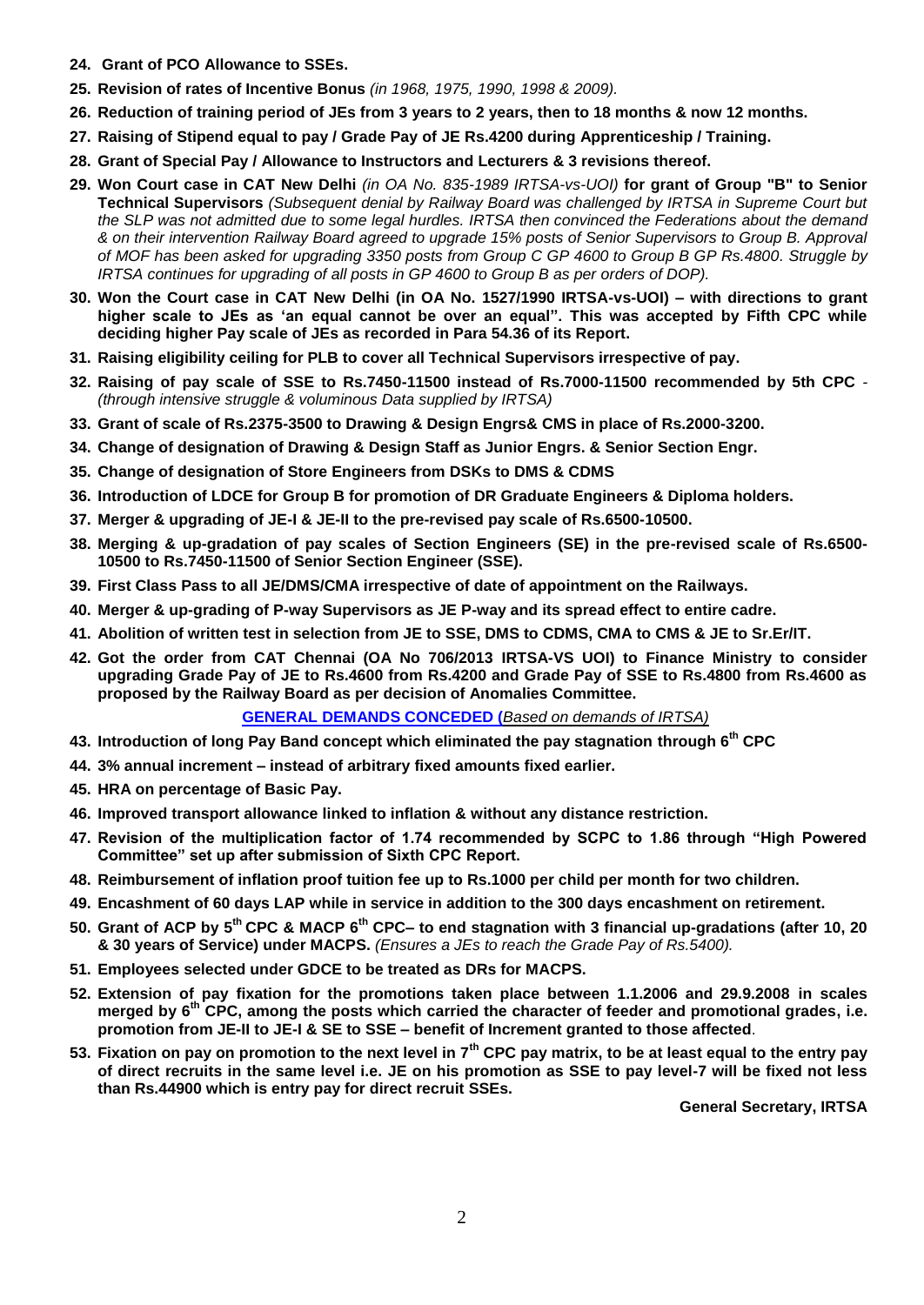24. **Grant of PCO Allowance to SSEs.**
25. **Revision of rates of Incentive Bonus** *(in 1968, 1975, 1990, 1998 & 2009).*
26. **Reduction of training period of JEs from 3 years to 2 years, then to 18 months & now 12 months.**
27. **Raising of Stipend equal to pay / Grade Pay of JE Rs.4200 during Apprenticeship / Training.**
28. **Grant of Special Pay / Allowance to Instructors and Lecturers & 3 revisions thereof.**
29. **Won Court case in CAT New Delhi** *(in OA No. 835-1989 IRTSA-vs-UOI)* **for grant of Group "B" to Senior Technical Supervisors** *(Subsequent denial by Railway Board was challenged by IRTSA in Supreme Court but the SLP was not admitted due to some legal hurdles. IRTSA then convinced the Federations about the demand & on their intervention Railway Board agreed to upgrade 15% posts of Senior Supervisors to Group B. Approval of MOF has been asked for upgrading 3350 posts from Group C GP 4600 to Group B GP Rs.4800. Struggle by IRTSA continues for upgrading of all posts in GP 4600 to Group B as per orders of DOP).*
30. **Won the Court case in CAT New Delhi (in OA No. 1527/1990 IRTSA-vs-UOI) – with directions to grant higher scale to JEs as 'an equal cannot be over an equal". This was accepted by Fifth CPC while deciding higher Pay scale of JEs as recorded in Para 54.36 of its Report.**
31. **Raising eligibility ceiling for PLB to cover all Technical Supervisors irrespective of pay.**
32. **Raising of pay scale of SSE to Rs.7450-11500 instead of Rs.7000-11500 recommended by 5th CPC** - *(through intensive struggle & voluminous Data supplied by IRTSA)*
33. **Grant of scale of Rs.2375-3500 to Drawing & Design Engrs& CMS in place of Rs.2000-3200.**
34. **Change of designation of Drawing & Design Staff as Junior Engrs. & Senior Section Engr.**
35. **Change of designation of Store Engineers from DSKs to DMS & CDMS**
36. **Introduction of LDCE for Group B for promotion of DR Graduate Engineers & Diploma holders.**
37. **Merger & upgrading of JE-I & JE-II to the pre-revised pay scale of Rs.6500-10500.**
38. **Merging & up-gradation of pay scales of Section Engineers (SE) in the pre-revised scale of Rs.6500-10500 to Rs.7450-11500 of Senior Section Engineer (SSE).**
39. **First Class Pass to all JE/DMS/CMA irrespective of date of appointment on the Railways.**
40. **Merger & up-grading of P-way Supervisors as JE P-way and its spread effect to entire cadre.**
41. **Abolition of written test in selection from JE to SSE, DMS to CDMS, CMA to CMS & JE to Sr.Er/IT.**
42. **Got the order from CAT Chennai (OA No 706/2013 IRTSA-VS UOI) to Finance Ministry to consider upgrading Grade Pay of JE to Rs.4600 from Rs.4200 and Grade Pay of SSE to Rs.4800 from Rs.4600 as proposed by the Railway Board as per decision of Anomalies Committee.**

**GENERAL DEMANDS CONCEDED (***Based on demands of IRTSA)*

43. **Introduction of long Pay Band concept which eliminated the pay stagnation through 6th CPC**
44. **3% annual increment – instead of arbitrary fixed amounts fixed earlier.**
45. **HRA on percentage of Basic Pay.**
46. **Improved transport allowance linked to inflation & without any distance restriction.**
47. **Revision of the multiplication factor of 1.74 recommended by SCPC to 1.86 through "High Powered Committee" set up after submission of Sixth CPC Report.**
48. **Reimbursement of inflation proof tuition fee up to Rs.1000 per child per month for two children.**
49. **Encashment of 60 days LAP while in service in addition to the 300 days encashment on retirement.**
50. **Grant of ACP by 5th CPC & MACP 6th CPC– to end stagnation with 3 financial up-gradations (after 10, 20 & 30 years of Service) under MACPS.** *(Ensures a JEs to reach the Grade Pay of Rs.5400).*
51. **Employees selected under GDCE to be treated as DRs for MACPS.**
52. **Extension of pay fixation for the promotions taken place between 1.1.2006 and 29.9.2008 in scales merged by 6th CPC, among the posts which carried the character of feeder and promotional grades, i.e. promotion from JE-II to JE-I & SE to SSE – benefit of Increment granted to those affected**.
53. **Fixation on pay on promotion to the next level in 7th CPC pay matrix, to be at least equal to the entry pay of direct recruits in the same level i.e. JE on his promotion as SSE to pay level-7 will be fixed not less than Rs.44900 which is entry pay for direct recruit SSEs.**

**General Secretary, IRTSA**